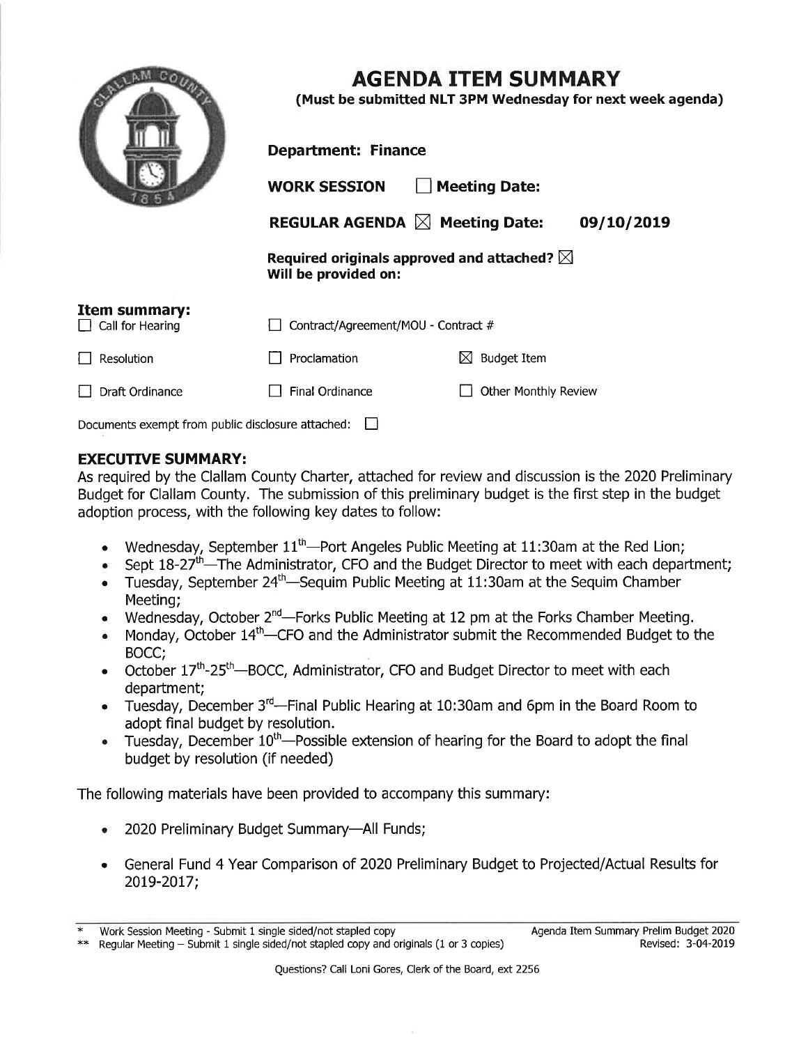# AGENDA ITEM SUMMARY

**(Must be submitted NLT 3PM Wednesday for next week agenda)**

**Department: Finance**

**WORK SESSION** ☐ **Meeting Date:**

**REGULAR AGENDA** ☒ **Meeting Date: 09/10/2019**

**Required originals approved and attached?** ☒
**Will be provided on:**

**Item summary:**

| | | |
|---|---|---|
| ☐ Call for Hearing | ☐ Contract/Agreement/MOU - Contract # | |
| ☐ Resolution | ☐ Proclamation | ☒ Budget Item |
| ☐ Draft Ordinance | ☐ Final Ordinance | ☐ Other Monthly Review |

Documents exempt from public disclosure attached: ☐

## EXECUTIVE SUMMARY:

As required by the Clallam County Charter, attached for review and discussion is the 2020 Preliminary Budget for Clallam County. The submission of this preliminary budget is the first step in the budget adoption process, with the following key dates to follow:

- Wednesday, September 11th—Port Angeles Public Meeting at 11:30am at the Red Lion;
- Sept 18-27th—The Administrator, CFO and the Budget Director to meet with each department;
- Tuesday, September 24th—Sequim Public Meeting at 11:30am at the Sequim Chamber Meeting;
- Wednesday, October 2nd—Forks Public Meeting at 12 pm at the Forks Chamber Meeting.
- Monday, October 14th—CFO and the Administrator submit the Recommended Budget to the BOCC;
- October 17th-25th—BOCC, Administrator, CFO and Budget Director to meet with each department;
- Tuesday, December 3rd—Final Public Hearing at 10:30am and 6pm in the Board Room to adopt final budget by resolution.
- Tuesday, December 10th—Possible extension of hearing for the Board to adopt the final budget by resolution (if needed)

The following materials have been provided to accompany this summary:

- 2020 Preliminary Budget Summary—All Funds;
- General Fund 4 Year Comparison of 2020 Preliminary Budget to Projected/Actual Results for 2019-2017;

\* Work Session Meeting - Submit 1 single sided/not stapled copy
\*\* Regular Meeting – Submit 1 single sided/not stapled copy and originals (1 or 3 copies)

Agenda Item Summary Prelim Budget 2020
Revised: 3-04-2019

Questions? Call Loni Gores, Clerk of the Board, ext 2256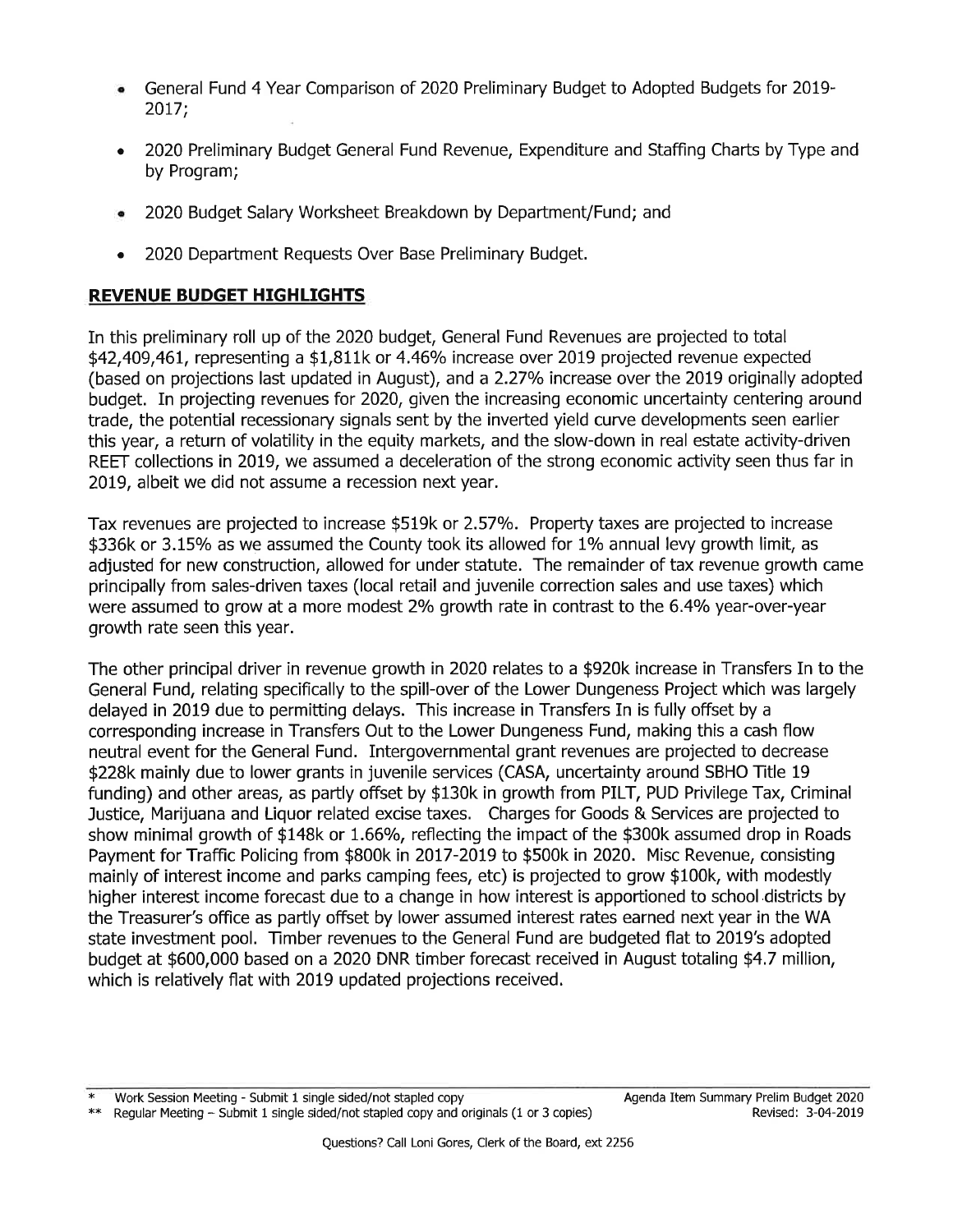- General Fund 4 Year Comparison of 2020 Preliminary Budget to Adopted Budgets for 2019-2017;
- 2020 Preliminary Budget General Fund Revenue, Expenditure and Staffing Charts by Type and by Program;
- 2020 Budget Salary Worksheet Breakdown by Department/Fund; and
- 2020 Department Requests Over Base Preliminary Budget.

## REVENUE BUDGET HIGHLIGHTS

In this preliminary roll up of the 2020 budget, General Fund Revenues are projected to total $42,409,461, representing a $1,811k or 4.46% increase over 2019 projected revenue expected (based on projections last updated in August), and a 2.27% increase over the 2019 originally adopted budget. In projecting revenues for 2020, given the increasing economic uncertainty centering around trade, the potential recessionary signals sent by the inverted yield curve developments seen earlier this year, a return of volatility in the equity markets, and the slow-down in real estate activity-driven REET collections in 2019, we assumed a deceleration of the strong economic activity seen thus far in 2019, albeit we did not assume a recession next year.

Tax revenues are projected to increase $519k or 2.57%. Property taxes are projected to increase $336k or 3.15% as we assumed the County took its allowed for 1% annual levy growth limit, as adjusted for new construction, allowed for under statute. The remainder of tax revenue growth came principally from sales-driven taxes (local retail and juvenile correction sales and use taxes) which were assumed to grow at a more modest 2% growth rate in contrast to the 6.4% year-over-year growth rate seen this year.

The other principal driver in revenue growth in 2020 relates to a $920k increase in Transfers In to the General Fund, relating specifically to the spill-over of the Lower Dungeness Project which was largely delayed in 2019 due to permitting delays. This increase in Transfers In is fully offset by a corresponding increase in Transfers Out to the Lower Dungeness Fund, making this a cash flow neutral event for the General Fund. Intergovernmental grant revenues are projected to decrease $228k mainly due to lower grants in juvenile services (CASA, uncertainty around SBHO Title 19 funding) and other areas, as partly offset by $130k in growth from PILT, PUD Privilege Tax, Criminal Justice, Marijuana and Liquor related excise taxes. Charges for Goods & Services are projected to show minimal growth of $148k or 1.66%, reflecting the impact of the $300k assumed drop in Roads Payment for Traffic Policing from $800k in 2017-2019 to $500k in 2020. Misc Revenue, consisting mainly of interest income and parks camping fees, etc) is projected to grow $100k, with modestly higher interest income forecast due to a change in how interest is apportioned to school districts by the Treasurer's office as partly offset by lower assumed interest rates earned next year in the WA state investment pool. Timber revenues to the General Fund are budgeted flat to 2019's adopted budget at $600,000 based on a 2020 DNR timber forecast received in August totaling $4.7 million, which is relatively flat with 2019 updated projections received.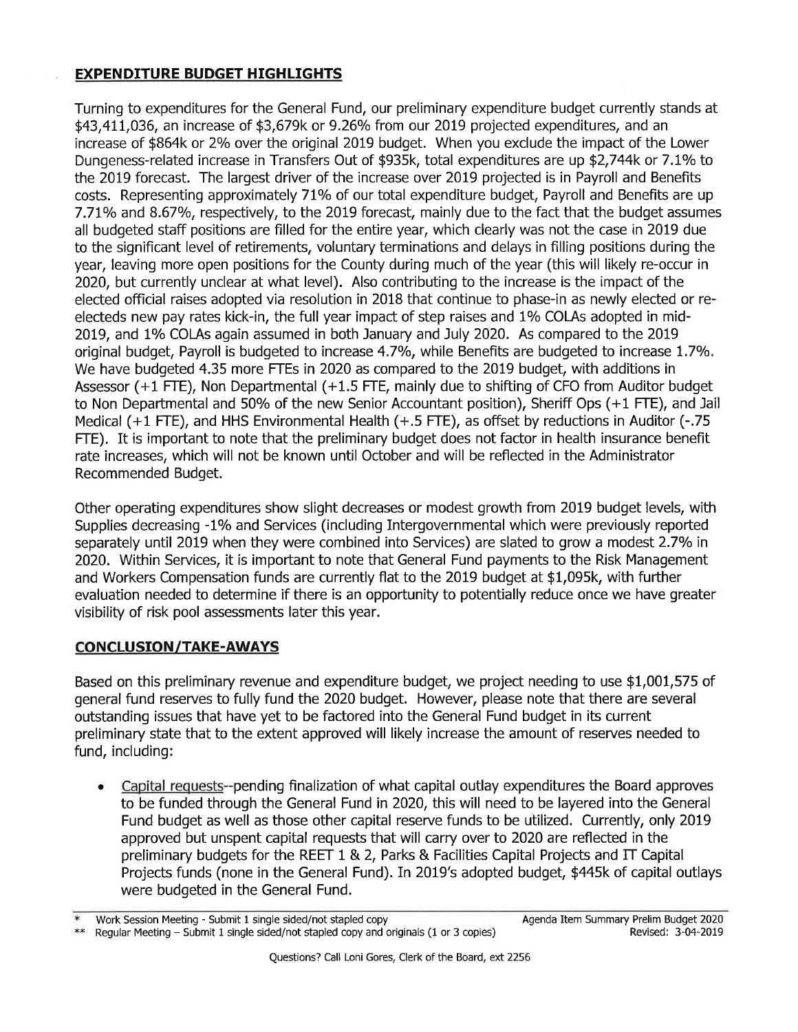## EXPENDITURE BUDGET HIGHLIGHTS

Turning to expenditures for the General Fund, our preliminary expenditure budget currently stands at $43,411,036, an increase of $3,679k or 9.26% from our 2019 projected expenditures, and an increase of $864k or 2% over the original 2019 budget. When you exclude the impact of the Lower Dungeness-related increase in Transfers Out of $935k, total expenditures are up $2,744k or 7.1% to the 2019 forecast. The largest driver of the increase over 2019 projected is in Payroll and Benefits costs. Representing approximately 71% of our total expenditure budget, Payroll and Benefits are up 7.71% and 8.67%, respectively, to the 2019 forecast, mainly due to the fact that the budget assumes all budgeted staff positions are filled for the entire year, which clearly was not the case in 2019 due to the significant level of retirements, voluntary terminations and delays in filling positions during the year, leaving more open positions for the County during much of the year (this will likely re-occur in 2020, but currently unclear at what level). Also contributing to the increase is the impact of the elected official raises adopted via resolution in 2018 that continue to phase-in as newly elected or re-electeds new pay rates kick-in, the full year impact of step raises and 1% COLAs adopted in mid-2019, and 1% COLAs again assumed in both January and July 2020. As compared to the 2019 original budget, Payroll is budgeted to increase 4.7%, while Benefits are budgeted to increase 1.7%. We have budgeted 4.35 more FTEs in 2020 as compared to the 2019 budget, with additions in Assessor (+1 FTE), Non Departmental (+1.5 FTE, mainly due to shifting of CFO from Auditor budget to Non Departmental and 50% of the new Senior Accountant position), Sheriff Ops (+1 FTE), and Jail Medical (+1 FTE), and HHS Environmental Health (+.5 FTE), as offset by reductions in Auditor (-.75 FTE). It is important to note that the preliminary budget does not factor in health insurance benefit rate increases, which will not be known until October and will be reflected in the Administrator Recommended Budget.

Other operating expenditures show slight decreases or modest growth from 2019 budget levels, with Supplies decreasing -1% and Services (including Intergovernmental which were previously reported separately until 2019 when they were combined into Services) are slated to grow a modest 2.7% in 2020. Within Services, it is important to note that General Fund payments to the Risk Management and Workers Compensation funds are currently flat to the 2019 budget at $1,095k, with further evaluation needed to determine if there is an opportunity to potentially reduce once we have greater visibility of risk pool assessments later this year.

## CONCLUSION/TAKE-AWAYS

Based on this preliminary revenue and expenditure budget, we project needing to use $1,001,575 of general fund reserves to fully fund the 2020 budget. However, please note that there are several outstanding issues that have yet to be factored into the General Fund budget in its current preliminary state that to the extent approved will likely increase the amount of reserves needed to fund, including:

- Capital requests--pending finalization of what capital outlay expenditures the Board approves to be funded through the General Fund in 2020, this will need to be layered into the General Fund budget as well as those other capital reserve funds to be utilized. Currently, only 2019 approved but unspent capital requests that will carry over to 2020 are reflected in the preliminary budgets for the REET 1 & 2, Parks & Facilities Capital Projects and IT Capital Projects funds (none in the General Fund). In 2019's adopted budget, $445k of capital outlays were budgeted in the General Fund.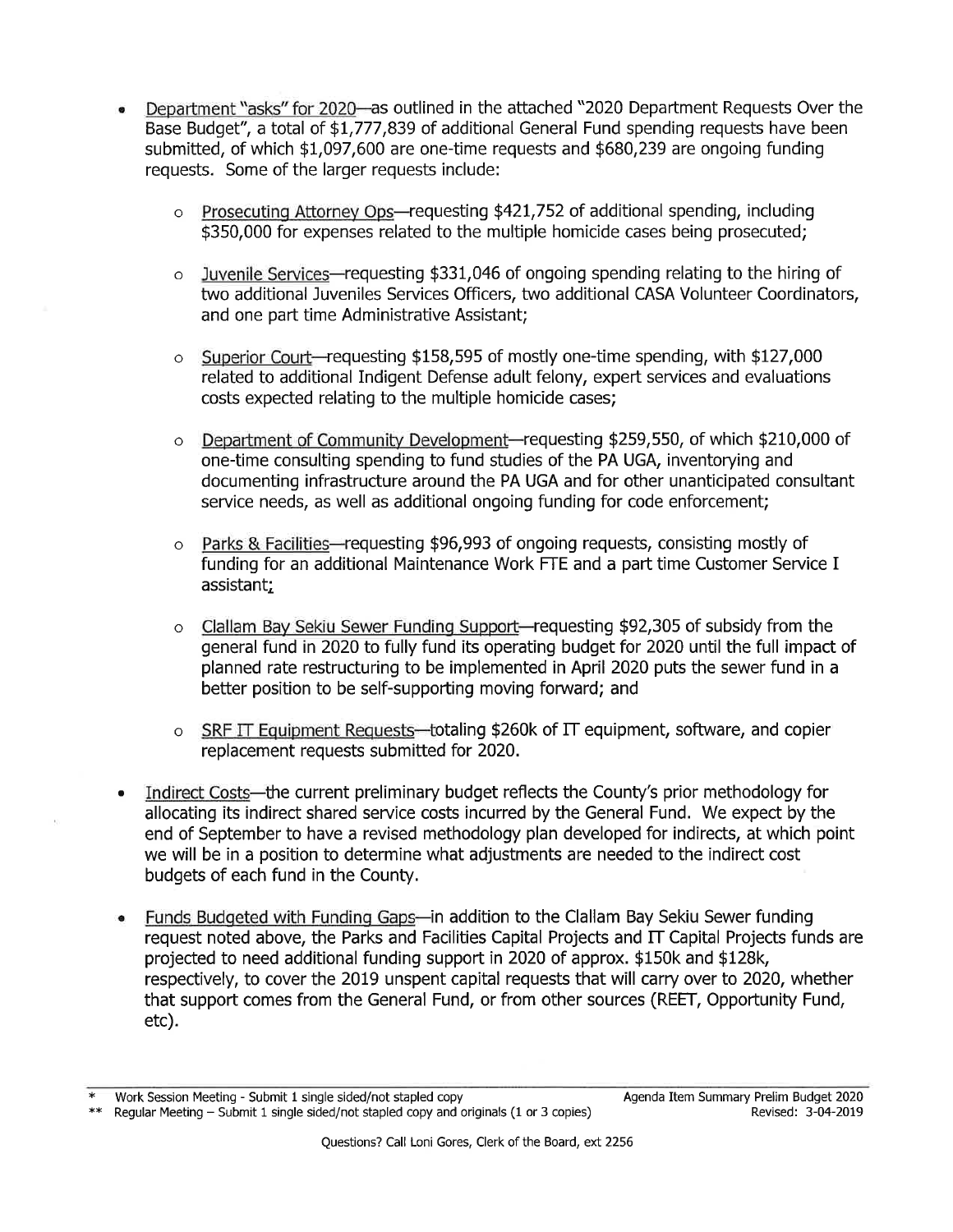- Department "asks" for 2020—as outlined in the attached "2020 Department Requests Over the Base Budget", a total of $1,777,839 of additional General Fund spending requests have been submitted, of which $1,097,600 are one-time requests and $680,239 are ongoing funding requests. Some of the larger requests include:

  - Prosecuting Attorney Ops—requesting $421,752 of additional spending, including $350,000 for expenses related to the multiple homicide cases being prosecuted;

  - Juvenile Services—requesting $331,046 of ongoing spending relating to the hiring of two additional Juveniles Services Officers, two additional CASA Volunteer Coordinators, and one part time Administrative Assistant;

  - Superior Court—requesting $158,595 of mostly one-time spending, with $127,000 related to additional Indigent Defense adult felony, expert services and evaluations costs expected relating to the multiple homicide cases;

  - Department of Community Development—requesting $259,550, of which $210,000 of one-time consulting spending to fund studies of the PA UGA, inventorying and documenting infrastructure around the PA UGA and for other unanticipated consultant service needs, as well as additional ongoing funding for code enforcement;

  - Parks & Facilities—requesting $96,993 of ongoing requests, consisting mostly of funding for an additional Maintenance Work FTE and a part time Customer Service I assistant;

  - Clallam Bay Sekiu Sewer Funding Support—requesting $92,305 of subsidy from the general fund in 2020 to fully fund its operating budget for 2020 until the full impact of planned rate restructuring to be implemented in April 2020 puts the sewer fund in a better position to be self-supporting moving forward; and

  - SRF IT Equipment Requests—totaling $260k of IT equipment, software, and copier replacement requests submitted for 2020.

- Indirect Costs—the current preliminary budget reflects the County's prior methodology for allocating its indirect shared service costs incurred by the General Fund. We expect by the end of September to have a revised methodology plan developed for indirects, at which point we will be in a position to determine what adjustments are needed to the indirect cost budgets of each fund in the County.

- Funds Budgeted with Funding Gaps—in addition to the Clallam Bay Sekiu Sewer funding request noted above, the Parks and Facilities Capital Projects and IT Capital Projects funds are projected to need additional funding support in 2020 of approx. $150k and $128k, respectively, to cover the 2019 unspent capital requests that will carry over to 2020, whether that support comes from the General Fund, or from other sources (REET, Opportunity Fund, etc).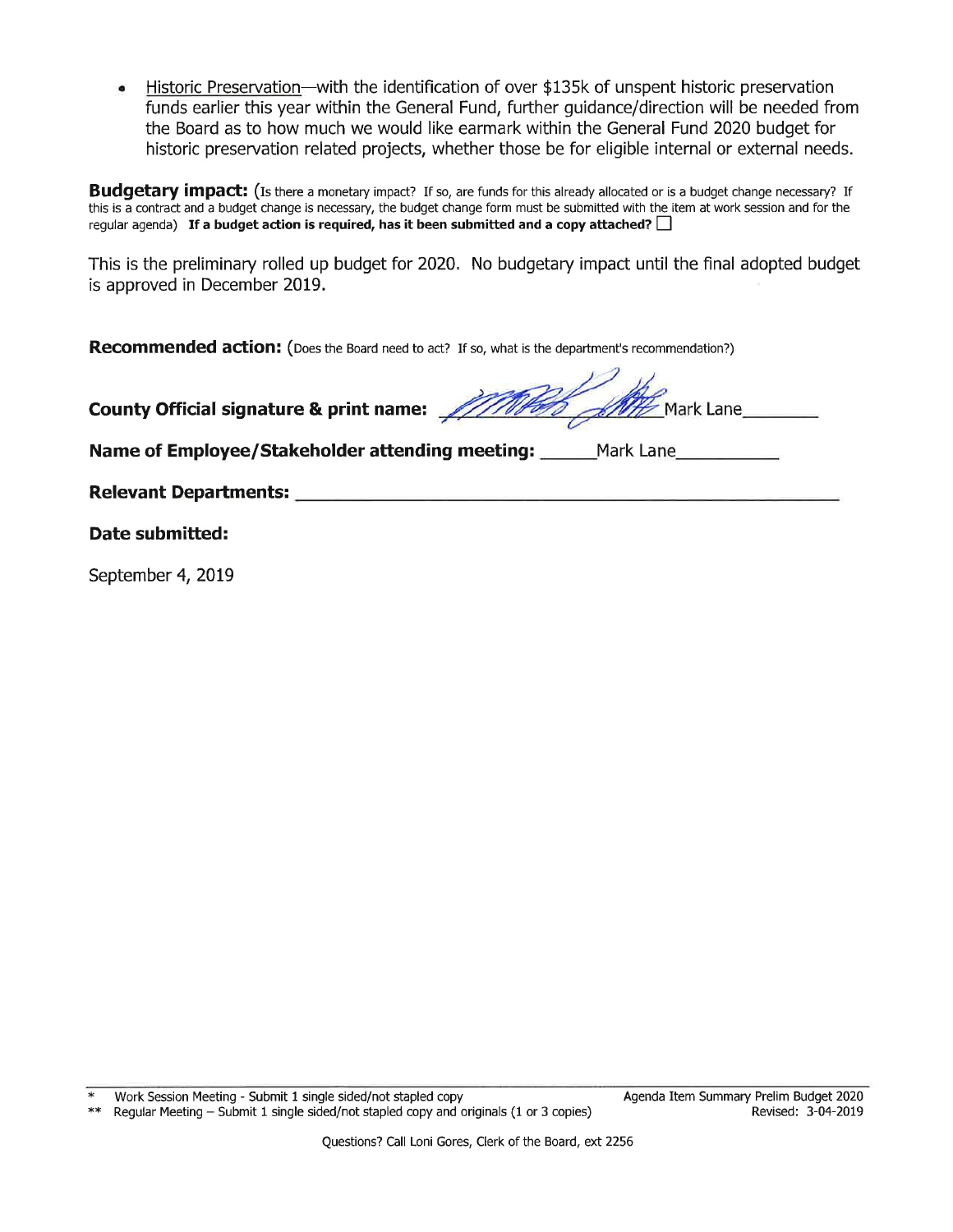- Historic Preservation—with the identification of over $135k of unspent historic preservation funds earlier this year within the General Fund, further guidance/direction will be needed from the Board as to how much we would like earmark within the General Fund 2020 budget for historic preservation related projects, whether those be for eligible internal or external needs.

**Budgetary impact:** (Is there a monetary impact? If so, are funds for this already allocated or is a budget change necessary? If this is a contract and a budget change is necessary, the budget change form must be submitted with the item at work session and for the regular agenda) **If a budget action is required, has it been submitted and a copy attached?** ☐

This is the preliminary rolled up budget for 2020. No budgetary impact until the final adopted budget is approved in December 2019.

**Recommended action:** (Does the Board need to act? If so, what is the department's recommendation?)

**County Official signature & print name:** Mark Lane

**Name of Employee/Stakeholder attending meeting:** Mark Lane

**Relevant Departments:**

**Date submitted:**

September 4, 2019

\* Work Session Meeting - Submit 1 single sided/not stapled copy

\*\* Regular Meeting – Submit 1 single sided/not stapled copy and originals (1 or 3 copies)

Agenda Item Summary Prelim Budget 2020
Revised: 3-04-2019

Questions? Call Loni Gores, Clerk of the Board, ext 2256